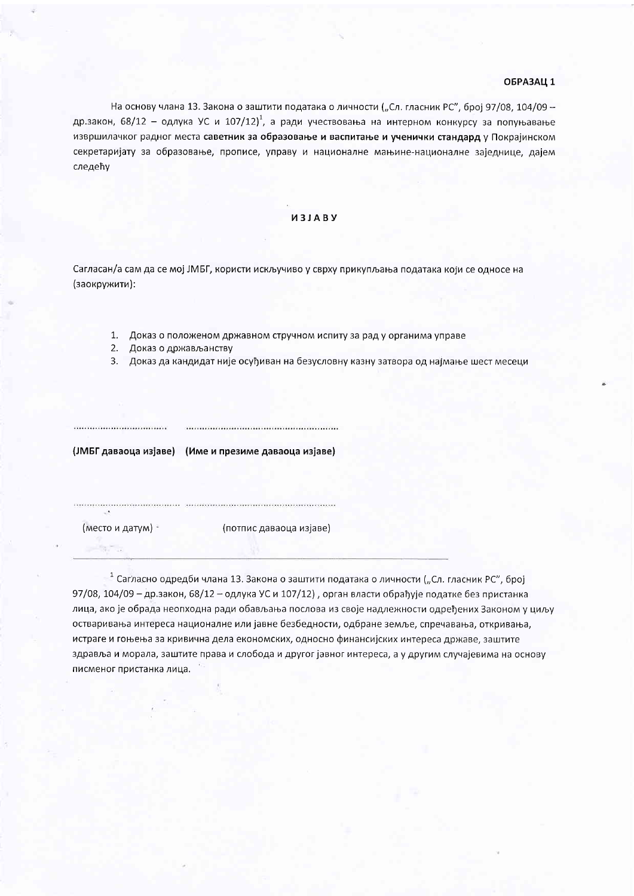**ОБРАЗАЦ 1**

На основу члана 13. Закона о заштити података о личности („Сл. гласник РС", број 97/08, 104/09 – др.закон, 68/12 – одлука УС и 107/12)[1], а ради учествовања на интерном конкурсу за попуњавање извршилачког радног места **саветник за образовање и васпитање и ученички стандард** у Покрајинском секретаријату за образовање, прописе, управу и националне мањине-националне заједнице, дајем следећу

## ИЗЈАВУ

Сагласан/а сам да се мој ЈМБГ, користи искључиво у сврху прикупљања података који се односе на (заокружити):

1. Доказ о положеном државном стручном испиту за рад у органима управе
2. Доказ о држављанству
3. Доказ да кандидат није осуђиван на безусловну казну затвора од најмање шест месеци

.................................. ..........................................................

**(ЈМБГ даваоца изјаве) (Име и презиме даваоца изјаве)**

.......................................... ..........................................................

(место и датум) (потпис даваоца изјаве)

---

[1] Сагласно одредби члана 13. Закона о заштити података о личности („Сл. гласник РС", број 97/08, 104/09 – др.закон, 68/12 – одлука УС и 107/12) , орган власти обрађује податке без пристанка лица, ако је обрада неопходна ради обављања послова из своје надлежности одређених Законом у циљу остваривања интереса националне или јавне безбедности, одбране земље, спречавања, откривања, истраге и гоњења за кривична дела економских, односно финансијских интереса државе, заштите здравља и морала, заштите права и слобода и другог јавног интереса, а у другим случајевима на основу писменог пристанка лица.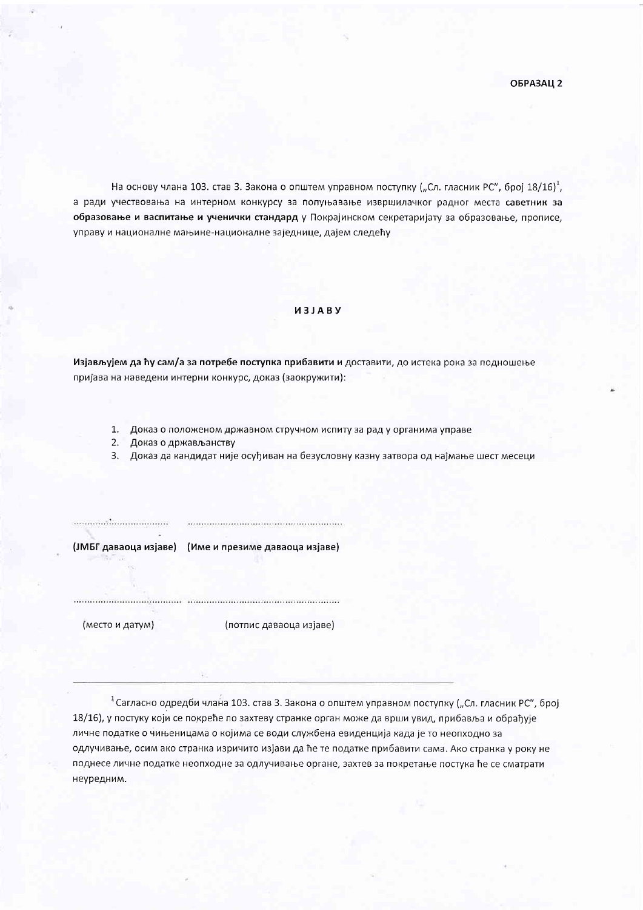**ОБРАЗАЦ 2**

На основу члана 103. став 3. Закона о општем управном поступку („Сл. гласник РС", број 18/16)[1], а ради учествовања на интерном конкурсу за попуњавање извршилачког радног места **саветник за образовање и васпитање и ученички стандард** у Покрајинском секретаријату за образовање, прописе, управу и националне мањине-националне заједнице, дајем следећу

**ИЗЈАВУ**

**Изјављујем да ћу сам/а за потребе поступка прибавити** и доставити, до истека рока за подношење пријава на наведени интерни конкурс, доказ (заокружити):

1. Доказ о положеном државном стручном испиту за рад у органима управе
2. Доказ о држављанству
3. Доказ да кандидат није осуђиван на безусловну казну затвора од најмање шест месеци

............................ ....................................................

**(ЈМБГ даваоца изјаве)** **(Име и презиме даваоца изјаве)**

............................ ....................................................

(место и датум) (потпис даваоца изјаве)

---

[1] Сагласно одредби члана 103. став 3. Закона о општем управном поступку („Сл. гласник РС", број 18/16), у постуку који се покреће по захтеву странке орган може да врши увид, прибавља и обрађује личне податке о чињеницама о којима се води службена евиденција када је то неопходно за одлучивање, осим ако странка изричито изјави да ће те податке прибавити сама. Ако странка у року не поднесе личне податке неопходне за одлучивање органе, захтев за покретање постука ће се сматрати неуредним.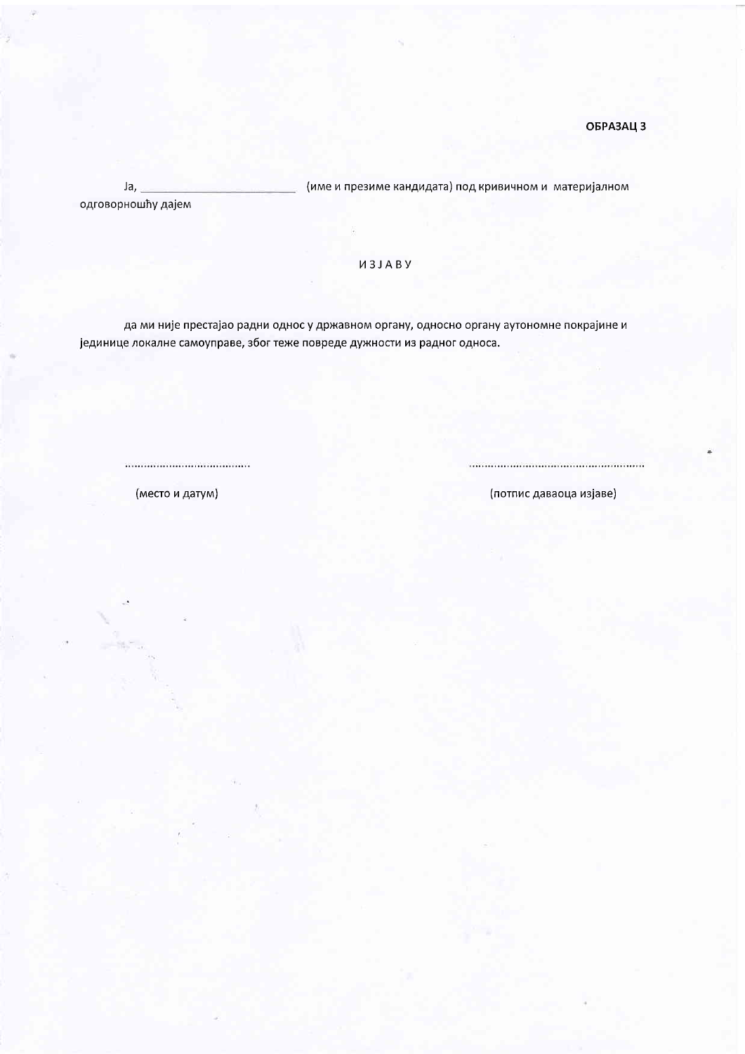**ОБРАЗАЦ 3**

Ја, \_\_\_\_\_\_\_\_\_\_\_\_\_\_\_\_\_\_\_\_\_\_\_\_\_ (име и презиме кандидата) под кривичном и материјалном одговорношћу дајем

ИЗЈАВУ

да ми није престајао радни однос у државном органу, односно органу аутономне покрајине и јединице локалне самоуправе, због теже повреде дужности из радног односа.

.................................... ....................................................

(место и датум) (потпис даваоца изјаве)